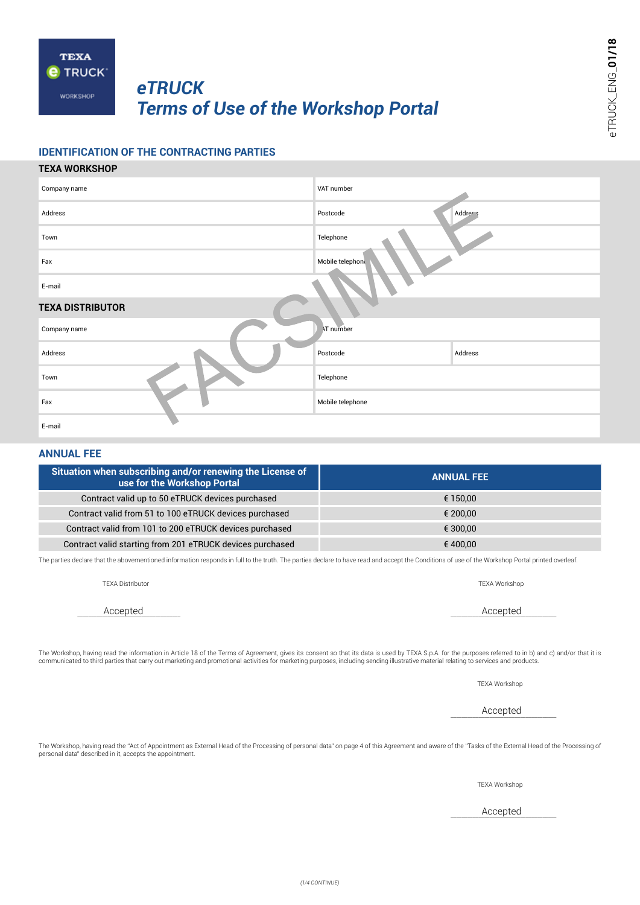# eTRUCK
# Terms of Use of the Workshop Portal

## IDENTIFICATION OF THE CONTRACTING PARTIES

### TEXA WORKSHOP

| | | |
|---|---|---|
| Company name | VAT number | |
| Address | Postcode | Address |
| Town | Telephone | |
| Fax | Mobile telephone | |
| E-mail | | |

### TEXA DISTRIBUTOR

| | | |
|---|---|---|
| Company name | VAT number | |
| Address | Postcode | Address |
| Town | Telephone | |
| Fax | Mobile telephone | |
| E-mail | | |

FACSIMILE

## ANNUAL FEE

| Situation when subscribing and/or renewing the License of use for the Workshop Portal | ANNUAL FEE |
|---|---|
| Contract valid up to 50 eTRUCK devices purchased | € 150,00 |
| Contract valid from 51 to 100 eTRUCK devices purchased | € 200,00 |
| Contract valid from 101 to 200 eTRUCK devices purchased | € 300,00 |
| Contract valid starting from 201 eTRUCK devices purchased | € 400,00 |

The parties declare that the abovementioned information responds in full to the truth. The parties declare to have read and accept the Conditions of use of the Workshop Portal printed overleaf.

TEXA Distributor

Accepted

TEXA Workshop

Accepted

The Workshop, having read the information in Article 18 of the Terms of Agreement, gives its consent so that its data is used by TEXA S.p.A. for the purposes referred to in b) and c) and/or that it is communicated to third parties that carry out marketing and promotional activities for marketing purposes, including sending illustrative material relating to services and products.

TEXA Workshop

Accepted

The Workshop, having read the "Act of Appointment as External Head of the Processing of personal data" on page 4 of this Agreement and aware of the "Tasks of the External Head of the Processing of personal data" described in it, accepts the appointment.

TEXA Workshop

Accepted

(1/4 CONTINUE)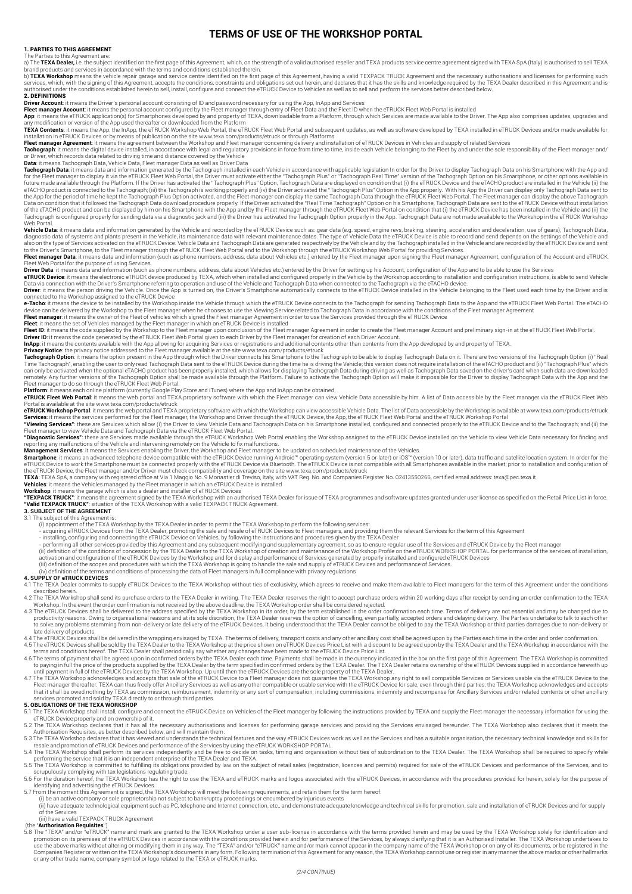# TERMS OF USE OF THE WORKSHOP PORTAL

## 1. PARTIES TO THIS AGREEMENT

The Parties to this Agreement are:

a) The **TEXA Dealer,** i.e. the subject identified on the first page of this Agreement, which, on the strength of a valid authorised reseller and TEXA products service centre agreement signed with TEXA SpA (Italy) is authorised to sell TEXA brand products and services in accordance with the terms and conditions established therein.

b) **TEXA Workshop** means the vehicle repair garage and service centre identified on the first page of this Agreement, having a valid TEXPACK TRUCK Agreement and the necessary authorisations and licenses for performing such services, which, with the signing of this Agreement, accepts the conditions, constraints and obligations set out herein, and declares that it has the skills and knowledge required by the TEXA Dealer described in this Agreement and is authorised under the conditions established herein to sell, install, configure and connect the eTRUCK Device to Vehicles as well as to sell and perform the services better described below.

## 2. DEFINITIONS

**Driver Account**: it means the Driver's personal account consisting of ID and password necessary for using the App, InApp and Services

**Fleet manager Account**: it means the personal account configured by the Fleet manager through entry of Fleet Data and the Fleet ID when the eTRUCK Fleet Web Portal is installed

**App**: it means the eTRUCK application(s) for Smartphones developed by and property of TEXA, downloadable from a Platform, through which Services are made available to the Driver. The App also comprises updates, upgrades and any modification or version of the App used thereafter or downloaded from the Platform

**TEXA Contents**: it means the App, the InApp, the eTRUCK Workshop Web Portal, the eTRUCK Fleet Web Portal and subsequent updates, as well as software developed by TEXA installed in eTRUCK Devices and/or made available for installation in eTRUCK Devices or by means of publication on the site www.texa.com/products/etruck or through Platforms

**Fleet manager Agreement**: it means the agreement between the Workshop and Fleet manager concerning delivery and installation of eTRUCK Devices in Vehicles and supply of related Services

**Tachograph**: it means the digital device installed, in accordance with legal and regulatory provisions in force from time to time, inside each Vehicle belonging to the Fleet by and under the sole responsibility of the Fleet manager and/or Driver, which records data related to driving time and distance covered by the Vehicle

**Data**: it means Tachograph Data, Vehicle Data, Fleet manager Data as well as Driver Data

**Tachograph Data**: it means data and information generated by the Tachograph installed in each Vehicle in accordance with applicable legislation In order for the Driver to display Tachograph Data on his Smartphone with the App and for the Fleet manager to display it via the eTRUCK Fleet Web Portal, the Driver must activate either the "Tachograph Plus" or "Tachograph Real Time" version of the Tachograph Option on his Smartphone, or other options available in future made available through the Platform. If the Driver has activated the "Tachograph Plus" Option, Tachograph Data are displayed on condition that (i) the eTRUCK Device and the eTACHO product are installed in the Vehicle (ii) the eTACHO product is connected to the Tachograph; (iii) the Tachograph is working properly and (iv) the Driver activated the "Tachograph Plus" Option in the App properly. With his App the Driver can display only Tachograph Data sent to the App for the period of time he kept the Tachograph Plus Option activated, and the Fleet manager can display the same Tachograph Data through the eTRUCK Fleet Web Portal. The Fleet manager can display the above Tachograph Data on condition that it followed the Tachograph Data download procedure properly. If the Driver activated the "Real Time Tachograph" Option on his Smartphone, Tachograph Data are sent to the eTRUCK Device without installation of the eTACHO product and can be displayed by him on his Smartphone with the App and by the Fleet manager through the eTRUCK Fleet Web Portal on condition that (i) the eTRUCK Device has been installed in the Vehicle and (ii) the Tachograph is configured properly for sending data via a diagnostic jack and (iii) the Driver has activated the Tachograph Option properly in the App. Tachograph Data are not made available to the Workshop in the eTRUCK Workshop Web Portal.

**Vehicle Data**: it means data and information generated by the Vehicle and recorded by the eTRUCK Device such as: gear data (e.g. speed, engine revs, braking, steering, acceleration and deceleration, use of gears), Tachograph Data, diagnostic data of systems and plants present in the Vehicle, its maintenance data with relevant maintenance dates. The type of Vehicle Data the eTRUCK Device is able to record and send depends on the settings of the Vehicle and also on the type of Services activated on the eTRUCK Device. Vehicle Data and Tachograph Data are generated respectively by the Vehicle and by the Tachograph installed in the Vehicle and are recorded by the eTRUCK Device and sent to the Driver's Smartphone, to the Fleet manager through the eTRUCK Fleet Web Portal and to the Workshop through the eTRUCK Workshop Web Portal for providing Services.

**Fleet manager Data**: it means data and information (such as phone numbers, address, data about Vehicles etc.) entered by the Fleet manager upon signing the Fleet manager Agreement, configuration of the Account and eTRUCK Fleet Web Portal for the purpose of using Services

**Driver Data**: it means data and information (such as phone numbers, address, data about Vehicles etc.) entered by the Driver for setting up his Account, configuration of the App and to be able to use the Services

**eTRUCK Device**: it means the electronic eTRUCK device produced by TEXA, which when installed and configured properly in the Vehicle by the Workshop according to installation and configuration instructions, is able to send Vehicle Data via connection with the Driver's Smartphone referring to operation and use of the Vehicle and Tachograph Data when connected to the Tachograph via the eTACHO device.

**Driver**: it means the person driving the Vehicle. Once the App is turned on, the Driver's Smartphone automatically connects to the eTRUCK Device installed in the Vehicle belonging to the Fleet used each time by the Driver and is connected to the Workshop assigned to the eTRUCK Device

**e-Tacho**: it means the device to be installed by the Workshop inside the Vehicle through which the eTRUCK Device connects to the Tachograph for sending Tachograph Data to the App and the eTRUCK Fleet Web Portal. The eTACHO device can be delivered by the Workshop to the Fleet manager when he chooses to use the Viewing Service related to Tachograph Data in accordance with the conditions of the Fleet manager Agreement

**Fleet manager**: it means the owner of the Fleet of vehicles which signed the Fleet manager Agreement in order to use the Services provided through the eTRUCK Device

**Fleet**: it means the set of Vehicles managed by the Fleet manager in which an eTRUCK Device is installed

**Fleet ID**: it means the code supplied by the Workshop to the Fleet manager upon conclusion of the Fleet manager Agreement in order to create the Fleet manager Account and preliminary sign-in at the eTRUCK Fleet Web Portal.

**Driver ID**: it means the code generated by the eTRUCK Fleet Web Portal given to each Driver by the Fleet manager for creation of each Driver Account.

**InApp**: it means the contents available with the App allowing for acquiring Services or registrations and additional contents other than contents from the App developed by and property of TEXA.

**Privacy Notice**: the privacy notice addressed to the Fleet manager available at the site www.texa.com/products/etruck

**Tachograph Option**: it means the option present in the App through which the Driver connects his Smartphone to the Tachograph to be able to display Tachograph Data on it. There are two versions of the Tachograph Option (i) "Real Time Tachograph", enabling the user to only read Tachograph Data sent to the eTRUCK Device during the time he is driving the Vehicle; this version does not require installation of the eTACHO product and (ii) "Tachograph Plus" which can only be activated when the optional eTACHO product has been properly installed, which allows for displaying Tachograph Data during driving as well as Tachograph Data saved on the driver's card when such data are downloaded remotely. Any further versions of the Tachograph Option shall be made available through the Platform. Failure to activate the Tachograph Option will make it impossible for the Driver to display Tachograph Data with the App and the Fleet manager to do so through the eTRUCK Fleet Web Portal.

**Platform**: it means each online platform (currently Google Play Store and iTunes) where the App and InApp can be obtained.

**eTRUCK Fleet Web Portal**: it means the web portal and TEXA proprietary software with which the Fleet manager can view Vehicle Data accessible by him. A list of Data accessible by the Fleet manager via the eTRUCK Fleet Web Portal is available at the site www.texa.com/products/etruck

**eTRUCK Workshop Portal**: it means the web portal and TEXA proprietary software with which the Workshop can view accessible Vehicle Data. The list of Data accessible by the Workshop is available at www.texa.com/products/etruck

**Services**: it means the services performed for the Fleet manager, the Workshop and Driver through the eTRUCK Device, the App, the eTRUCK Fleet Web Portal and the eTRUCK Workshop Portal

**"Viewing Services"**: these are Services which allow (i) the Driver to view Vehicle Data and Tachograph Data on his Smartphone installed, configured and connected properly to the eTRUCK Device and to the Tachograph; and (ii) the Fleet manager to view Vehicle Data and Tachograph Data via the eTRUCK Fleet Web Portal.

**"Diagnostic Services"**: these are Services made available through the eTRUCK Workshop Web Portal enabling the Workshop assigned to the eTRUCK Device installed on the Vehicle to view Vehicle Data necessary for finding and reporting any malfunctions of the Vehicle and intervening remotely on the Vehicle to fix malfunctions.

**Management Services**: it means the Services enabling the Driver, the Workshop and Fleet manager to be updated on scheduled maintenance of the Vehicles.

**Smartphone**: it means an advanced telephone device compatible with the eTRUCK Device running Android™ operating system (version 5 or later) or iOS™ (version 10 or later), data traffic and satellite location system. In order for the eTRUCK Device to work the Smartphone must be connected properly with the eTRUCK Device via Bluetooth. The eTRUCK Device is not compatible with all Smartphones available in the market; prior to installation and configuration of the eTRUCK Device, the Fleet manager and/or Driver must check compatibility and coverage on the site www.texa.com/products/etruck

**TEXA**: TEXA SpA, a company with registered office at Via 1 Maggio No. 9 Monastier di Treviso, Italy, with VAT Reg. No. and Companies Register No. 02413550266, certified email address: texa@pec.texa.it

**Vehicles**: it means the Vehicles managed by the Fleet manager in which an eTRUCK Device is installed

**Workshop**: it means the garage which is also a dealer and installer of eTRUCK Devices

**"TEXPACK TRUCK"**: it means the agreement signed by the TEXA Workshop with an authorised TEXA Dealer for issue of TEXA programmes and software updates granted under user license as specified on the Retail Price List in force.

**"Valid TEXPACK TRUCK"**: situation of the TEXA Workshop with a valid TEXPACK TRUCK Agreement.

## 3. SUBJECT OF THE AGREEMENT

3.1 The subject of this Agreement is:

(i) appointment of the TEXA Workshop by the TEXA Dealer in order to permit the TEXA Workshop to perform the following services:

- acquiring eTRUCK Devices from the TEXA Dealer, promoting the sale and resale of eTRUCK Devices to Fleet managers, and providing them the relevant Services for the term of this Agreement
- installing, configuring and connecting the eTRUCK Device on Vehicles, by following the instructions and procedures given by the TEXA Dealer
- performing all other services provided by this Agreement and any subsequent modifying and supplementary agreement, so as to ensure regular use of the Services and eTRUCK Device by the Fleet manager

(ii) definition of the conditions of concession by the TEXA Dealer to the TEXA Workshop of creation and maintenance of the Workshop Profile on the eTRUCK WORKSHOP PORTAL for performance of the services of installation, activation and configuration of the eTRUCK Devices by the Workshop and for display and performance of Services generated by properly installed and configured eTRUCK Devices

(iii) definition of the scopes and procedures with which the TEXA Workshop is going to handle the sale and supply of eTRUCK Devices and performance of Services.

(iv) definition of the terms and conditions of processing the data of Fleet managers in full compliance with privacy regulations

## 4. SUPPLY OF eTRUCK DEVICES

4.1 The TEXA Dealer commits to supply eTRUCK Devices to the TEXA Workshop without ties of exclusivity, which agrees to receive and make them available to Fleet managers for the term of this Agreement under the conditions described herein.

4.2 The TEXA Workshop shall send its purchase orders to the TEXA Dealer in writing. The TEXA Dealer reserves the right to accept purchase orders within 20 working days after receipt by sending an order confirmation to the TEXA Workshop. In the event the order confirmation is not received by the above deadline, the TEXA Workshop order shall be considered rejected.

4.3 The eTRUCK Devices shall be delivered to the address specified by the TEXA Workshop in its order, by the term established in the order confirmation each time. Terms of delivery are not essential and may be changed due to productivity reasons. Owing to organisational reasons and at its sole discretion, the TEXA Dealer reserves the option of cancelling, even partially, accepted orders and delaying delivery. The Parties undertake to talk to each other to solve any problems stemming from non-delivery or late delivery of the eTRUCK Devices, it being understood that the TEXA Dealer cannot be obliged to pay the TEXA Workshop or third parties damages due to non-delivery or late delivery of products.

4.4 The eTRUCK Devices shall be delivered in the wrapping envisaged by TEXA. The terms of delivery, transport costs and any other ancillary cost shall be agreed upon by the Parties each time in the order and order confirmation.

4.5 The eTRUCK Devices shall be sold by the TEXA Dealer to the TEXA Workshop at the price shown on eTRUCK Devices Price List with a discount to be agreed upon by the TEXA Dealer and the TEXA Workshop in accordance with the terms and conditions hereof. The TEXA Dealer shall periodically say whether any changes have been made to the eTRUCK Device Price List.

4.6 The terms of payment shall be agreed upon in confirmed orders by the TEXA Dealer each time. Payments shall be made in the currency indicated in the box on the first page of this Agreement. The TEXA Workshop is committed to paying in full the price of the products supplied by the TEXA Dealer by the term specified in confirmed orders by the TEXA Dealer. The TEXA Dealer retains ownership of the eTRUCK Devices supplied in accordance herewith up until payment in full of the eTRUCK Devices by the TEXA Workshop. Up until then the eTRUCK Devices are the sole property of the TEXA Dealer.

4.7 The TEXA Workshop acknowledges and accepts that sale of the eTRUCK Device to a Fleet manager does not guarantee the TEXA Workshop any right to sell compatible Services or Services usable via the eTRUCK Device to the Fleet manager thereafter. TEXA can thus freely offer Ancillary Services as well as any other compatible or usable service with the eTRUCK Device for sale, even through third parties; the TEXA Workshop acknowledges and accepts that it shall be owed nothing by TEXA as commission, reimbursement, indemnity or any sort of compensation, including commissions, indemnity and recompense for Ancillary Services and/or related contents or other ancillary services promoted and sold by TEXA directly to or through third parties.

## 5. OBLIGATIONS OF THE TEXA WORKSHOP

5.1 The TEXA Workshop shall install, configure and connect the eTRUCK Device on Vehicles of the Fleet manager by following the instructions provided by TEXA and supply the Fleet manager the necessary information for using the eTRUCK Device properly and on ownership of it.

5.2 The TEXA Workshop declares that it has all the necessary authorisations and licenses for performing garage services and providing the Services envisaged hereunder. The TEXA Workshop also declares that it meets the Authorisation Requisites, as better described below, and will maintain them.

5.3 The TEXA Workshop declares that it has viewed and understands the technical features and the way eTRUCK Devices work as well as the Services and has a suitable organisation, the necessary technical knowledge and skills for resale and promotion of eTRUCK Devices and performance of the Services by using the eTRUCK WORKSHOP PORTAL.

5.4 The TEXA Workshop shall perform its services independently and be free to decide on tasks, timing and organisation without ties of subordination to the TEXA Dealer. The TEXA Workshop shall be required to specify while performing the service that it is an independent enterprise of the TEXA Dealer and TEXA.

5.5 The TEXA Workshop is committed to fulfilling its obligations provided by law on the subject of retail sales (registration, licences and permits) required for sale of the eTRUCK Devices and performance of the Services, and to scrupulously complying with tax legislations regulating trade.

5.6 For the duration hereof, the TEXA Workshop has the right to use the TEXA and eTRUCK marks and logos associated with the eTRUCK Devices, in accordance with the procedures provided for herein, solely for the purpose of identifying and advertising the eTRUCK Devices.

5.7 From the moment this Agreement is signed, the TEXA Workshop will meet the following requirements, and retain them for the term hereof:

(i) be an active company or sole proprietorship not subject to bankruptcy proceedings or encumbered by injurious events

(ii) have adequate technological equipment such as PC, telephone and Internet connection, etc., and demonstrate adequate knowledge and technical skills for promotion, sale and installation of eTRUCK Devices and for supply of the Services

(iii) have a valid TEXPACK TRUCK Agreement

(the "**Authorisation Requisites**")

5.8 The "TEXA" and/or "eTRUCK" name and mark are granted to the TEXA Workshop under a user sub-license in accordance with the terms provided herein and may be used by the TEXA Workshop solely for identification and promotion on its premises of the eTRUCK Devices in accordance with the conditions provided herein and for performance of the Services, by always clarifying that it is an Authorised Installer. The TEXA Workshop undertakes to use the above marks without altering or modifying them in any way. The "TEXA" and/or "eTRUCK" name and/or mark cannot appear in the company name of the TEXA Workshop or on any of its documents, or be registered in the Companies Register or written on the TEXA Workshop's documents in any form. Following termination of this Agreement for any reason, the TEXA Workshop cannot use or register in any manner the above marks or other hallmarks or any other trade name, company symbol or logo related to the TEXA or eTRUCK marks.

(2/4 CONTINUE)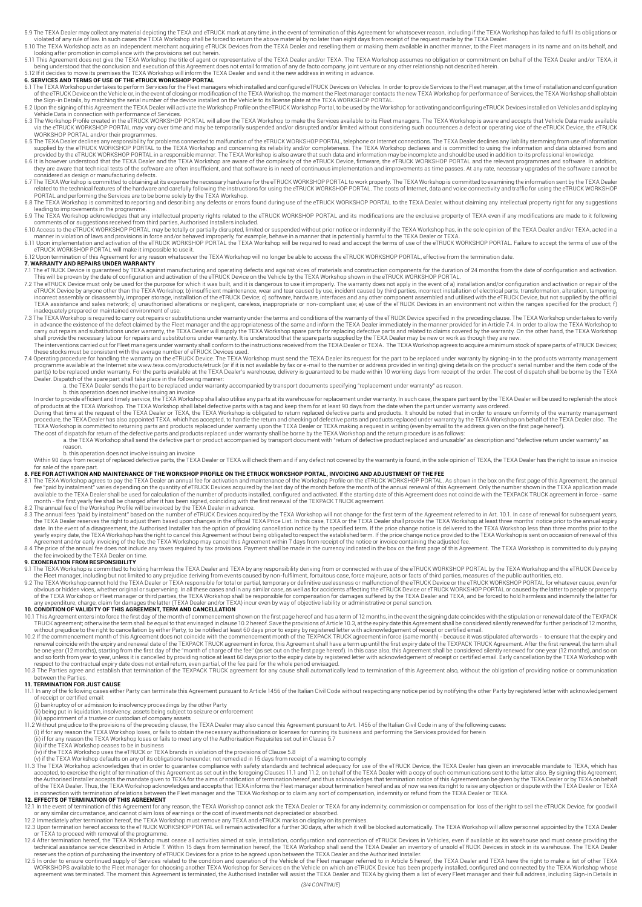5.9 The TEXA Dealer may collect any material depicting the TEXA and eTRUCK mark at any time, in the event of termination of this Agreement for whatsoever reason, including if the TEXA Workshop has failed to fulfil its obligations or violated of any rule of law. In such cases the TEXA Workshop shall be forced to return the above material by no later than eight days from receipt of the request made by the TEXA Dealer.

5.10 The TEXA Workshop acts as an independent merchant acquiring eTRUCK Devices from the TEXA Dealer and reselling them or making them available in another manner, to the Fleet managers in its name and on its behalf, and looking after promotion in compliance with the provisions set out herein.

5.11 This Agreement does not give the TEXA Workshop the title of agent or representative of the TEXA Dealer and/or TEXA. The TEXA Workshop assumes no obligation or commitment on behalf of the TEXA Dealer and/or TEXA, it being understood that the conclusion and execution of this Agreement does not entail formation of any de facto company, joint venture or any other relationship not described herein.

5.12 If it decides to move its premises the TEXA Workshop will inform the TEXA Dealer and send it the new address in writing in advance.

## 6. SERVICES AND TERMS OF USE OF THE eTRUCK WORKSHOP PORTAL

6.1 The TEXA Workshop undertakes to perform Services for the Fleet managers which installed and configured eTRUCK Devices on Vehicles. In order to provide Services to the Fleet manager, at the time of installation and configuration of the eTRUCK Device on the Vehicle or, in the event of closing or modification of the TEXA Workshop, the moment the Fleet manager contacts the new TEXA Workshop for performance of Services, the TEXA Workshop shall obtain the Sign-in Details, by matching the serial number of the device installed on the Vehicle to its license plate at the TEXA WORKSHOP PORTAL.

6.2 Upon the signing of this Agreement the TEXA Dealer will activate the Workshop Profile on the eTRUCK Workshop Portal, to be used by the Workshop for activating and configuring eTRUCK Devices installed on Vehicles and displaying Vehicle Data in connection with performance of Services.

6.3 The Workshop Profile created in the eTRUCK WORKSHOP PORTAL will allow the TEXA Workshop to make the Services available to its Fleet managers. The TEXA Workshop is aware and accepts that Vehicle Data made available via the eTRUCK WORKSHOP PORTAL may vary over time and may be temporarily suspended and/or disrupted and/or limited without considering such occurrences a defect or operating vice of the eTRUCK Device, the eTRUCK WORKSHOP PORTAL and/or their programmes.

6.5 The TEXA Dealer declines any responsibility for problems connected to malfunction of the eTRUCK WORKSHOP PORTAL, telephone or Internet connections. The TEXA Dealer declines any liability stemming from use of information supplied by the eTRUCK WORKSHOP PORTAL to the TEXA Workshop and concerning its reliability and/or completeness. The TEXA Workshop declares and is committed to using the information and data obtained from and provided by the eTRUCK WORKSHOP PORTAL in a responsible manner. The TEXA Workshop is also aware that such data and information may be incomplete and should be used in addition to its professional knowledge.

6.6 It is however understood that the TEXA Dealer and the TEXA Workshop are aware of the complexity of the eTRUCK Device, firmware, the eTRUCK WORKSHOP PORTAL and the relevant programmes and software. In addition, they are aware that technical tests of the software are often insufficient, and that software is in need of continuous implementation and improvements as time passes. At any rate, necessary upgrades of the software cannot be considered as design or manufacturing defects.

6.7 The TEXA Workshop is committed to obtaining at its expense the necessary hardware for the eTRUCK WORKSHOP PORTAL to work properly. The TEXA Workshop is committed to examining the information sent by the TEXA Dealer related to the technical features of the hardware and carefully following the instructions for using the eTRUCK WORKSHOP PORTAL. The costs of Internet, data and voice connectivity and traffic for using the eTRUCK WORKSHOP PORTAL and performing the Services are to be borne solely by the TEXA Workshop.

6.8 The TEXA Workshop is committed to reporting and describing any defects or errors found during use of the eTRUCK WORKSHOP PORTAL to the TEXA Dealer, without claiming any intellectual property right for any suggestions leading to improvements in the programme.

6.9 The TEXA Workshop acknowledges that any intellectual property rights related to the eTRUCK WORKSHOP PORTAL and its modifications are the exclusive property of TEXA even if any modifications are made to it following comments of or suggestions received from third parties, Authorised Installers included.

6.10 Access to the eTRUCK WORKSHOP PORTAL may be totally or partially disrupted, limited or suspended without prior notice or indemnity if the TEXA Workshop has, in the sole opinion of the TEXA Dealer and/or TEXA, acted in a manner in violation of laws and provisions in force and/or behaved improperly, for example, behave in a manner that is potentially harmful to the TEXA Dealer or TEXA.

6.11 Upon implementation and activation of the eTRUCK WORKSHOP PORTAL the TEXA Workshop will be required to read and accept the terms of use of the eTRUCK WORKSHOP PORTAL. Failure to accept the terms of use of the eTRUCK WORKSHOP PORTAL will make it impossible to use it.

6.12 Upon termination of this Agreement for any reason whatsoever the TEXA Workshop will no longer be able to access the eTRUCK WORKSHOP PORTAL, effective from the termination date.

## 7. WARRANTY AND REPAIRS UNDER WARRANTY

7.1 The eTRUCK Device is guaranteed by TEXA against manufacturing and operating defects and against vices of materials and construction components for the duration of 24 months from the date of configuration and activation. This will be proven by the date of configuration and activation of the eTRUCK Device on the Vehicle by the TEXA Workshop shown in the eTRUCK WORKSHOP PORTAL.

7.2 The eTRUCK Device must only be used for the purpose for which it was built, and it is dangerous to use it improperly. The warranty does not apply in the event of a) installation and/or configuration and activation or repair of the eTRUCK Device by anyone other than the TEXA Workshop; b) insufficient maintenance, wear and tear caused by use, incident caused by third parties, incorrect installation of electrical parts, transformation, alteration, tampering, incorrect assembly or disassembly, improper storage, installation of the eTRUCK Device; c) software, hardware, interfaces and any other component assembled and utilised with the eTRUCK Device, but not supplied by the official TEXA assistance and sales network; d) unauthorised alterations or negligent, careless, inappropriate or non-compliant use; e) use of the eTRUCK Devices in an environment not within the ranges specified for the product; f) inadequately prepared or maintained environment of use.

7.3 The TEXA Workshop is required to carry out repairs or substitutions under warranty under the terms and conditions of the warranty of the eTRUCK Device specified in the preceding clause. The TEXA Workshop undertakes to verify in advance the existence of the defect claimed by the Fleet manager and the appropriateness of the same and inform the TEXA Dealer immediately in the manner provided for in Article 7.4. In order to allow the TEXA Workshop to carry out repairs and substitutions under warranty, the TEXA Dealer will supply the TEXA Workshop spare parts for replacing defective parts and related to claims covered by the warranty. On the other hand, the TEXA Workshop shall provide the necessary labour for repairs and substitutions under warranty. It is understood that the spare parts supplied by the TEXA Dealer may be new or work as though they are new.

The interventions carried out for Fleet managers under warranty shall conform to the instructions received from the TEXA Dealer or TEXA. The TEXA Workshop agrees to acquire a minimum stock of spare parts of eTRUCK Devices; these stocks must be consistent with the average number of eTRUCK Devices used.

7.4 Operating procedure for handling the warranty on the eTRUCK Device. The TEXA Workshop must send the TEXA Dealer its request for the part to be replaced under warranty by signing-in to the products warranty management programme available at the Internet site www.texa.com/products/etruck (or if it is not available by fax or e-mail to the number or address provided in writing) giving details on the product's serial number and the item code of the part(s) to be replaced under warranty. For the parts available at the TEXA Dealer's warehouse, delivery is guaranteed to be made within 10 working days from receipt of the order. The cost of dispatch shall be borne by the TEXA Dealer. Dispatch of the spare part shall take place in the following manner:

a. the TEXA Dealer sends the part to be replaced under warranty accompanied by transport documents specifying "replacement under warranty" as reason.

b. this operation does not involve issuing an invoice

In order to provide efficient and timely service, the TEXA Workshop shall also utilise any parts at its warehouse for replacement under warranty. In such case, the spare part sent by the TEXA Dealer will be used to replenish the stock of products at the TEXA Workshop. The TEXA Workshop shall label defective parts with a tag and keep them for at least 90 days from the date when the part under warranty was ordered.

During that time at the request of the TEXA Dealer or TEXA, the TEXA Workshop is obligated to return replaced defective parts and products. It should be noted that in order to ensure uniformity of the warranty management procedure, the TEXA Dealer has also appointed TEXA, which has accepted, to handle the return and checking of defective parts and products replaced under warranty by the TEXA Workshop on behalf of the TEXA Dealer also. The TEXA Workshop is committed to returning parts and products replaced under warranty upon the TEXA Dealer or TEXA making a request in writing (even by email to the address given on the first page hereof).

The cost of dispatch for return of the defective parts and products replaced under warranty shall be borne by the TEXA Workshop and the return procedure is as follows:

a. the TEXA Workshop shall send the defective part or product accompanied by transport document with "return of defective product replaced and unusable" as description and "defective return under warranty" as reason.

b. this operation does not involve issuing an invoice

Within 90 days from receipt of replaced defective parts, the TEXA Dealer or TEXA will check them and if any defect not covered by the warranty is found, in the sole opinion of TEXA, the TEXA Dealer has the right to issue an invoice for sale of the spare part.

## 8. FEE FOR ACTIVATION AND MAINTENANCE OF THE WORKSHOP PROFILE ON THE ETRUCK WORKSHOP PORTAL, INVOICING AND ADJUSTMENT OF THE FEE

8.1 The TEXA Workshop agrees to pay the TEXA Dealer an annual fee for activation and maintenance of the Workshop Profile on the eTRUCK WORKSHOP PORTAL. As shown in the box on the first page of this Agreement, the annual fee "paid by instalment" varies depending on the quantity of eTRUCK Devices acquired by the last day of the month before the month of the annual renewal of this Agreement. Only the number shown in the TEXA application made available to the TEXA Dealer shall be used for calculation of the number of products installed, configured and activated. If the starting date of this Agreement does not coincide with the TEXPACK TRUCK agreement in force - same month - the first yearly fee shall be charged after it has been signed, coinciding with the first renewal of the TEXPACK TRUCK agreement.

8.2 The annual fee of the Workshop Profile will be invoiced by the TEXA Dealer in advance.

8.3 The annual fees "paid by instalment" based on the number of eTRUCK Devices acquired by the TEXA Workshop will not change for the first term of the Agreement referred to in Art. 10.1. In case of renewal for subsequent years, the TEXA Dealer reserves the right to adjust them based upon changes in the official TEXA Price List. In this case, TEXA or the TEXA Dealer shall provide the TEXA Workshop at least three months' notice prior to the annual expiry date. In the event of a disagreement, the Authorised Installer has the option of providing cancellation notice by the specified term. If the price change notice is delivered to the TEXA Workshop less than three months prior to the yearly expiry date, the TEXA Workshop has the right to cancel this Agreement without being obligated to respect the established term. If the price change notice provided to the TEXA Workshop is sent on occasion of renewal of this Agreement and/or early invoicing of the fee, the TEXA Workshop may cancel this Agreement within 7 days from receipt of the notice or invoice containing the adjusted fee.

8.4 The price of the annual fee does not include any taxes required by tax provisions. Payment shall be made in the currency indicated in the box on the first page of this Agreement. The TEXA Workshop is committed to duly paying the fee invoiced by the TEXA Dealer on time.

## 9. EXONERATION FROM RESPONSIBILITY

9.1 The TEXA Workshop is committed to holding harmless the TEXA Dealer and TEXA by any responsibility deriving from or connected with use of the eTRUCK WORKSHOP PORTAL by the TEXA Workshop and the eTRUCK Device by the Fleet manager, including but not limited to any prejudice deriving from events caused by non-fulfilment, fortuitous case, force majeure, acts or facts of third parties, measures of the public authorities, etc.

9.2 The TEXA Workshop cannot hold the TEXA Dealer or TEXA responsible for total or partial, temporary or definitive uselessness or malfunction of the eTRUCK Device or the eTRUCK WORKSHOP PORTAL for whatever cause, even for obvious or hidden vices, whether original or supervening. In all these cases and in any similar case, as well as for accidents affecting the eTRUCK Device or eTRUCK WORKSHOP PORTAL or caused by the latter to people or property of the TEXA Workshop or Fleet manager or third parties, the TEXA Workshop shall be responsible for compensation for damages suffered by the TEXA Dealer and TEXA, and be forced to hold harmless and indemnify the latter for any expenditure, charge, claim for damages the latter (TEXA Dealer and/or TEXA) incur even by way of objective liability or administrative or penal sanction.

## 10. CONDITION OF VALIDITY OF THIS AGREEMENT, TERM AND CANCELLATION

10.1 This Agreement enters into force the first day of the month of commencement shown on the first page hereof and has a term of 12 months, in the event the signing date coincides with the stipulation or renewal date of the TEXPACK TRUCK agreement; otherwise the term shall be equal to that envisaged in clause 10.2 hereof. Save the provisions of Article 10.3, at the expiry date this Agreement shall be considered silently renewed for further periods of 12 months, without prejudice to the right to cancellation by either Party, to be notified at least 60 days prior to expiry by registered letter with acknowledgement of receipt or certified email.

10.2 If the commencement month of this Agreement does not coincide with the commencement month of the TEXPACK TRUCK agreement in force (same month) - because it was stipulated afterwards - to ensure that the expiry and renewal coincide with the expiry and renewal date of the TEXPACK TRUCK agreement in force, this Agreement shall have a term up until the first expiry date of the TEXPACK TRUCK Agreement. After the first renewal, the term shall be one year (12 months), starting from the first day of the "month of charge of the fee" (as set out on the first page hereof). In this case also, this Agreement shall be considered silently renewed for one year (12 months), and so on and so forth from year to year, unless it is cancelled by providing notice at least 60 days prior to the expiry date by registered letter with acknowledgement of receipt or certified email. Early cancellation by the TEXA Workshop with respect to the contractual expiry date does not entail return, even partial, of the fee paid for the whole period envisaged.

10.3 The Parties agree and establish that termination of the TEXPACK TRUCK agreement for any cause shall automatically lead to termination of this Agreement also, without the obligation of providing notice or communication between the Parties.

## 11. TERMINATION FOR JUST CAUSE

11.1 In any of the following cases either Party can terminate this Agreement pursuant to Article 1456 of the Italian Civil Code without respecting any notice period by notifying the other Party by registered letter with acknowledgement of receipt or certified email:

(i) bankruptcy of or admission to insolvency proceedings by the other Party

(ii) being put in liquidation, insolvency, assets being subject to seizure or enforcement

(iii) appointment of a trustee or custodian of company assets

11.2 Without prejudice to the provisions of the preceding clause, the TEXA Dealer may also cancel this Agreement pursuant to Art. 1456 of the Italian Civil Code in any of the following cases:

(i) if for any reason the TEXA Workshop loses, or fails to obtain the necessary authorisations or licenses for running its business and performing the Services provided for herein

(ii) if for any reason the TEXA Workshop loses or fails to meet any of the Authorisation Requisites set out in Clause 5.7

(iii) if the TEXA Workshop ceases to be in business

(iv) if the TEXA Workshop uses the eTRUCK or TEXA brands in violation of the provisions of Clause 5.8

(v) if the TEXA Workshop defaults on any of its obligations hereunder, not remedied in 15 days from receipt of a warning to comply

11.3 The TEXA Workshop acknowledges that in order to guarantee compliance with safety standards and technical adequacy for use of the eTRUCK Device, the TEXA Dealer has given an irrevocable mandate to TEXA, which has accepted, to exercise the right of termination of this Agreement as set out in the foregoing Clauses 11.1 and 11.2, on behalf of the TEXA Dealer with a copy of such communications sent to the latter also. By signing this Agreement, the Authorised Installer accepts the mandate given to TEXA for the aims of notification of termination hereof, and thus acknowledges that termination notice of this Agreement can be given by the TEXA Dealer or by TEXA on behalf of the TEXA Dealer. Thus, the TEXA Workshop acknowledges and accepts that TEXA informs the Fleet manager about termination hereof and as of now waives its right to raise any objection or dispute with the TEXA Dealer or TEXA in connection with termination of relations between the Fleet manager and the TEXA Workshop or to claim any sort of compensation, indemnity or refund from the TEXA Dealer or TEXA.

## 12. EFFECTS OF TERMINATION OF THIS AGREEMENT

12.1 In the event of termination of this Agreement for any reason, the TEXA Workshop cannot ask the TEXA Dealer or TEXA for any indemnity, commission or compensation for loss of the right to sell the eTRUCK Device, for goodwill or any similar circumstance, and cannot claim loss of earnings or the cost of investments not depreciated or absorbed.

12.2 Immediately after termination hereof, the TEXA Workshop must remove any TEXA and eTRUCK marks on display on its premises.

12.3 Upon termination hereof access to the eTRUCK WORKSHOP PORTAL will remain activated for a further 30 days, after which it will be blocked automatically. The TEXA Workshop will allow personnel appointed by the TEXA Dealer or TEXA to proceed with removal of the programme.

12.4 After termination hereof, the TEXA Workshop must cease all activities aimed at sale, installation, configuration and connection of eTRUCK Devices in Vehicles, even if available at its warehouse and must cease providing the technical assistance service described in Article 7. Within 15 days from termination hereof, the TEXA Workshop shall send the TEXA Dealer an inventory of unsold eTRUCK Devices in stock in its warehouse. The TEXA Dealer reserves the option of purchasing the inventory of eTRUCK Devices for a price to be agreed upon between the TEXA Dealer and the Authorised Installer.

12.5 In order to ensure continued supply of Services related to the condition and operation of the Vehicle of the Fleet manager referred to in Article 5 hereof, the TEXA Dealer and TEXA have the right to make a list of other TEXA WORKSHOPS available to the Fleet manager for choosing another TEXA Workshop for Services on the Vehicle on which an eTRUCK Device has been properly installed, configured and connected by the TEXA Workshop whose agreement was terminated. The moment this Agreement is terminated, the Authorised Installer will assist the TEXA Dealer and TEXA by giving them a list of every Fleet manager and their full address, including Sign-in Details in

*(3/4 CONTINUE)*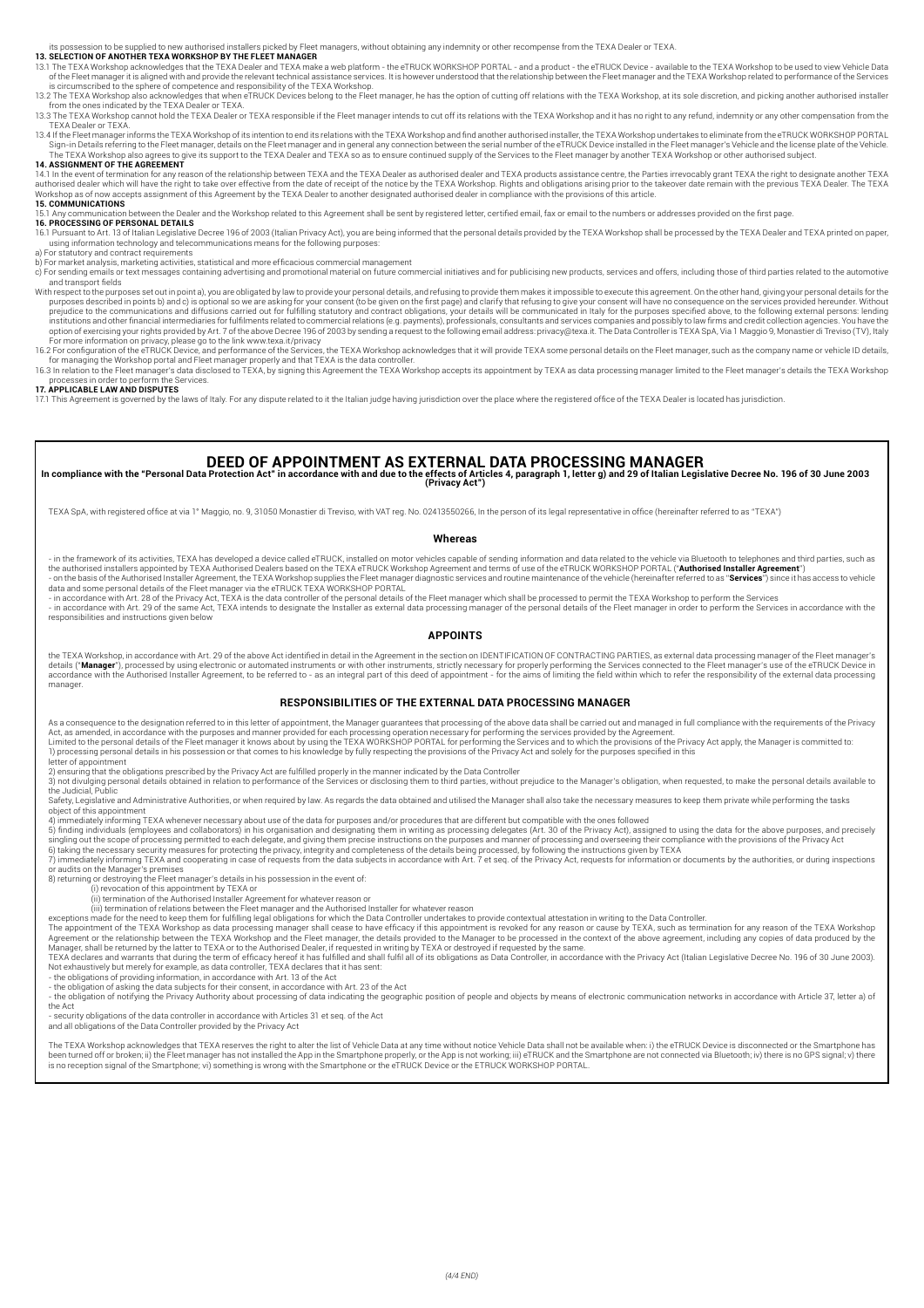its possession to be supplied to new authorised installers picked by Fleet managers, without obtaining any indemnity or other recompense from the TEXA Dealer or TEXA.

**13. SELECTION OF ANOTHER TEXA WORKSHOP BY THE FLEET MANAGER**

13.1 The TEXA Workshop acknowledges that the TEXA Dealer and TEXA make a web platform - the eTRUCK WORKSHOP PORTAL - and a product - the eTRUCK Device - available to the TEXA Workshop to be used to view Vehicle Data of the Fleet manager it is aligned with and provide the relevant technical assistance services. It is however understood that the relationship between the Fleet manager and the TEXA Workshop related to performance of the Services is circumscribed to the sphere of competence and responsibility of the TEXA Workshop.

13.2 The TEXA Workshop also acknowledges that when eTRUCK Devices belong to the Fleet manager, he has the option of cutting off relations with the TEXA Workshop, at its sole discretion, and picking another authorised installer from the ones indicated by the TEXA Dealer or TEXA.

13.3 The TEXA Workshop cannot hold the TEXA Dealer or TEXA responsible if the Fleet manager intends to cut off its relations with the TEXA Workshop and it has no right to any refund, indemnity or any other compensation from the TEXA Dealer or TEXA.

13.4 If the Fleet manager informs the TEXA Workshop of its intention to end its relations with the TEXA Workshop and find another authorised installer, the TEXA Workshop undertakes to eliminate from the eTRUCK WORKSHOP PORTAL Sign-in Details referring to the Fleet manager, details on the Fleet manager and in general any connection between the serial number of the eTRUCK Device installed in the Fleet manager's Vehicle and the license plate of the Vehicle. The TEXA Workshop also agrees to give its support to the TEXA Dealer and TEXA so as to ensure continued supply of the Services to the Fleet manager by another TEXA Workshop or other authorised subject.

**14. ASSIGNMENT OF THE AGREEMENT**

14.1 In the event of termination for any reason of the relationship between TEXA and the TEXA Dealer as authorised dealer and TEXA products assistance centre, the Parties irrevocably grant TEXA the right to designate another TEXA authorised dealer which will have the right to take over effective from the date of receipt of the notice by the TEXA Workshop. Rights and obligations arising prior to the takeover date remain with the previous TEXA Dealer. The TEXA Workshop as of now accepts assignment of this Agreement by the TEXA Dealer to another designated authorised dealer in compliance with the provisions of this article.

**15. COMMUNICATIONS**

15.1 Any communication between the Dealer and the Workshop related to this Agreement shall be sent by registered letter, certified email, fax or email to the numbers or addresses provided on the first page.

**16. PROCESSING OF PERSONAL DETAILS**

16.1 Pursuant to Art. 13 of Italian Legislative Decree 196 of 2003 (Italian Privacy Act), you are being informed that the personal details provided by the TEXA Workshop shall be processed by the TEXA Dealer and TEXA printed on paper, using information technology and telecommunications means for the following purposes:

a) For statutory and contract requirements

b) For market analysis, marketing activities, statistical and more efficacious commercial management

c) For sending emails or text messages containing advertising and promotional material on future commercial initiatives and for publicising new products, services and offers, including those of third parties related to the automotive and transport fields

With respect to the purposes set out in point a), you are obligated by law to provide your personal details, and refusing to provide them makes it impossible to execute this agreement. On the other hand, giving your personal details for the purposes described in points b) and c) is optional so we are asking for your consent (to be given on the first page) and clarify that refusing to give your consent will have no consequence on the services provided hereunder. Without prejudice to the communications and diffusions carried out for fulfilling statutory and contract obligations, your details will be communicated in Italy for the purposes specified above, to the following external persons: lending institutions and other financial intermediaries for fulfilments related to commercial relations (e.g. payments), professionals, consultants and services companies and possibly to law firms and credit collection agencies. You have the option of exercising your rights provided by Art. 7 of the above Decree 196 of 2003 by sending a request to the following email address: privacy@texa.it. The Data Controller is TEXA SpA, Via 1 Maggio 9, Monastier di Treviso (TV), Italy For more information on privacy, please go to the link www.texa.it/privacy

16.2 For configuration of the eTRUCK Device, and performance of the Services, the TEXA Workshop acknowledges that it will provide TEXA some personal details on the Fleet manager, such as the company name or vehicle ID details, for managing the Workshop portal and Fleet manager properly and that TEXA is the data controller.

16.3 In relation to the Fleet manager's data disclosed to TEXA, by signing this Agreement the TEXA Workshop accepts its appointment by TEXA as data processing manager limited to the Fleet manager's details the TEXA Workshop processes in order to perform the Services.

**17. APPLICABLE LAW AND DISPUTES**

17.1 This Agreement is governed by the laws of Italy. For any dispute related to it the Italian judge having jurisdiction over the place where the registered office of the TEXA Dealer is located has jurisdiction.

# DEED OF APPOINTMENT AS EXTERNAL DATA PROCESSING MANAGER

**In compliance with the "Personal Data Protection Act" in accordance with and due to the effects of Articles 4, paragraph 1, letter g) and 29 of Italian Legislative Decree No. 196 of 30 June 2003 (Privacy Act")**

TEXA SpA, with registered office at via 1° Maggio, no. 9, 31050 Monastier di Treviso, with VAT reg. No. 02413550266, In the person of its legal representative in office (hereinafter referred to as "TEXA")

## Whereas

- in the framework of its activities, TEXA has developed a device called eTRUCK, installed on motor vehicles capable of sending information and data related to the vehicle via Bluetooth to telephones and third parties, such as the authorised installers appointed by TEXA Authorised Dealers based on the TEXA eTRUCK Workshop Agreement and terms of use of the eTRUCK WORKSHOP PORTAL ("**Authorised Installer Agreement**")
- on the basis of the Authorised Installer Agreement, the TEXA Workshop supplies the Fleet manager diagnostic services and routine maintenance of the vehicle (hereinafter referred to as "**Services**") since it has access to vehicle data and some personal details of the Fleet manager via the eTRUCK TEXA WORKSHOP PORTAL
- in accordance with Art. 28 of the Privacy Act, TEXA is the data controller of the personal details of the Fleet manager which shall be processed to permit the TEXA Workshop to perform the Services
- in accordance with Art. 29 of the same Act, TEXA intends to designate the Installer as external data processing manager of the personal details of the Fleet manager in order to perform the Services in accordance with the responsibilities and instructions given below

## APPOINTS

the TEXA Workshop, in accordance with Art. 29 of the above Act identified in detail in the Agreement in the section on IDENTIFICATION OF CONTRACTING PARTIES, as external data processing manager of the Fleet manager's details ("**Manager**"), processed by using electronic or automated instruments or with other instruments, strictly necessary for properly performing the Services connected to the Fleet manager's use of the eTRUCK Device in accordance with the Authorised Installer Agreement, to be referred to - as an integral part of this deed of appointment - for the aims of limiting the field within which to refer the responsibility of the external data processing manager.

## RESPONSIBILITIES OF THE EXTERNAL DATA PROCESSING MANAGER

As a consequence to the designation referred to in this letter of appointment, the Manager guarantees that processing of the above data shall be carried out and managed in full compliance with the requirements of the Privacy Act, as amended, in accordance with the purposes and manner provided for each processing operation necessary for performing the services provided by the Agreement.

Limited to the personal details of the Fleet manager it knows about by using the TEXA WORKSHOP PORTAL for performing the Services and to which the provisions of the Privacy Act apply, the Manager is committed to:

1) processing personal details in his possession or that comes to his knowledge by fully respecting the provisions of the Privacy Act and solely for the purposes specified in this letter of appointment

2) ensuring that the obligations prescribed by the Privacy Act are fulfilled properly in the manner indicated by the Data Controller

3) not divulging personal details obtained in relation to performance of the Services or disclosing them to third parties, without prejudice to the Manager's obligation, when requested, to make the personal details available to the Judicial, Public Safety, Legislative and Administrative Authorities, or when required by law. As regards the data obtained and utilised the Manager shall also take the necessary measures to keep them private while performing the tasks object of this appointment

4) immediately informing TEXA whenever necessary about use of the data for purposes and/or procedures that are different but compatible with the ones followed

5) finding individuals (employees and collaborators) in his organisation and designating them in writing as processing delegates (Art. 30 of the Privacy Act), assigned to using the data for the above purposes, and precisely singling out the scope of processing permitted to each delegate, and giving them precise instructions on the purposes and manner of processing and overseeing their compliance with the provisions of the Privacy Act

6) taking the necessary security measures for protecting the privacy, integrity and completeness of the details being processed, by following the instructions given by TEXA

7) immediately informing TEXA and cooperating in case of requests from the data subjects in accordance with Art. 7 et seq. of the Privacy Act, requests for information or documents by the authorities, or during inspections or audits on the Manager's premises

8) returning or destroying the Fleet manager's details in his possession in the event of:

(i) revocation of this appointment by TEXA or

(ii) termination of the Authorised Installer Agreement for whatever reason or

(iii) termination of relations between the Fleet manager and the Authorised Installer for whatever reason

exceptions made for the need to keep them for fulfilling legal obligations for which the Data Controller undertakes to provide contextual attestation in writing to the Data Controller.

The appointment of the TEXA Workshop as data processing manager shall cease to have efficacy if this appointment is revoked for any reason or cause by TEXA, such as termination for any reason of the TEXA Workshop Agreement or the relationship between the TEXA Workshop and the Fleet manager, the details provided to the Manager to be processed in the context of the above agreement, including any copies of data produced by the Manager, shall be returned by the latter to TEXA or to the Authorised Dealer, if requested in writing by TEXA or destroyed if requested by the same.

TEXA declares and warrants that during the term of efficacy hereof it has fulfilled and shall fulfil all of its obligations as Data Controller, in accordance with the Privacy Act (Italian Legislative Decree No. 196 of 30 June 2003). Not exhaustively but merely for example, as data controller, TEXA declares that it has sent:

- the obligations of providing information, in accordance with Art. 13 of the Act
- the obligation of asking the data subjects for their consent, in accordance with Art. 23 of the Act
- the obligation of notifying the Privacy Authority about processing of data indicating the geographic position of people and objects by means of electronic communication networks in accordance with Article 37, letter a) of the Act
- security obligations of the data controller in accordance with Articles 31 et seq. of the Act

and all obligations of the Data Controller provided by the Privacy Act

The TEXA Workshop acknowledges that TEXA reserves the right to alter the list of Vehicle Data at any time without notice Vehicle Data shall not be available when: i) the eTRUCK Device is disconnected or the Smartphone has been turned off or broken; ii) the Fleet manager has not installed the App in the Smartphone properly, or the App is not working; iii) eTRUCK and the Smartphone are not connected via Bluetooth; iv) there is no GPS signal; v) there is no reception signal of the Smartphone; vi) something is wrong with the Smartphone or the eTRUCK Device or the ETRUCK WORKSHOP PORTAL.